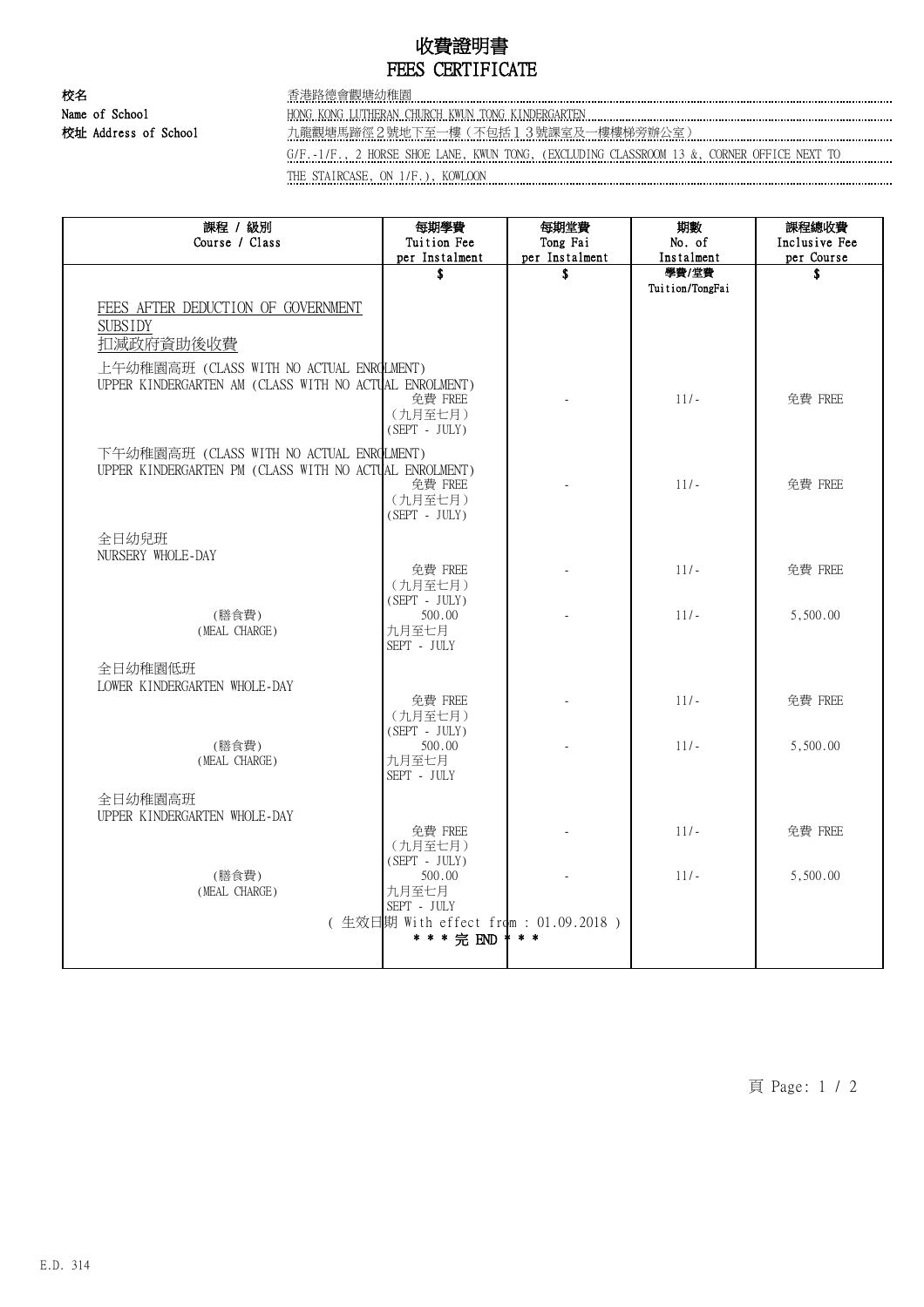# 收費證明書
# FEES CERTIFICATE

**校名** 香港路德會觀塘幼稚園

**Name of School** HONG KONG LUTHERAN CHURCH KWUN TONG KINDERGARTEN

**校址 Address of School** 九龍觀塘馬蹄徑２號地下至一樓（不包括１３號課室及一樓樓梯旁辦公室）

G/F.-1/F., 2 HORSE SHOE LANE, KWUN TONG, (EXCLUDING CLASSROOM 13 &, CORNER OFFICE NEXT TO THE STAIRCASE, ON 1/F.), KOWLOON

| 課程 / 級別<br>Course / Class | 每期學費<br>Tuition Fee<br>per Instalment | 每期堂費<br>Tong Fai<br>per Instalment | 期數<br>No. of<br>Instalment | 課程總收費<br>Inclusive Fee<br>per Course |
|---|---|---|---|---|
| | $ | $ | 學費/堂費<br>Tuition/TongFai | $ |
| FEES AFTER DEDUCTION OF GOVERNMENT SUBSIDY<br>扣減政府資助後收費 | | | | |
| 上午幼稚園高班 (CLASS WITH NO ACTUAL ENROLMENT)<br>UPPER KINDERGARTEN AM (CLASS WITH NO ACTUAL ENROLMENT) | 免費 FREE<br>(九月至七月)<br>(SEPT - JULY) | - | 11/- | 免費 FREE |
| 下午幼稚園高班 (CLASS WITH NO ACTUAL ENROLMENT)<br>UPPER KINDERGARTEN PM (CLASS WITH NO ACTUAL ENROLMENT) | 免費 FREE<br>(九月至七月)<br>(SEPT - JULY) | - | 11/- | 免費 FREE |
| 全日幼兒班<br>NURSERY WHOLE-DAY | 免費 FREE<br>(九月至七月)<br>(SEPT - JULY) | - | 11/- | 免費 FREE |
| (膳食費)<br>(MEAL CHARGE) | 500.00<br>九月至七月<br>SEPT - JULY | - | 11/- | 5,500.00 |
| 全日幼稚園低班<br>LOWER KINDERGARTEN WHOLE-DAY | 免費 FREE<br>(九月至七月)<br>(SEPT - JULY) | - | 11/- | 免費 FREE |
| (膳食費)<br>(MEAL CHARGE) | 500.00<br>九月至七月<br>SEPT - JULY | - | 11/- | 5,500.00 |
| 全日幼稚園高班<br>UPPER KINDERGARTEN WHOLE-DAY | 免費 FREE<br>(九月至七月)<br>(SEPT - JULY) | - | 11/- | 免費 FREE |
| (膳食費)<br>(MEAL CHARGE) | 500.00<br>九月至七月<br>SEPT - JULY | - | 11/- | 5,500.00 |

( 生效日期 With effect from : 01.09.2018 )

\* \* \* 完 END \* \* \*

E.D. 314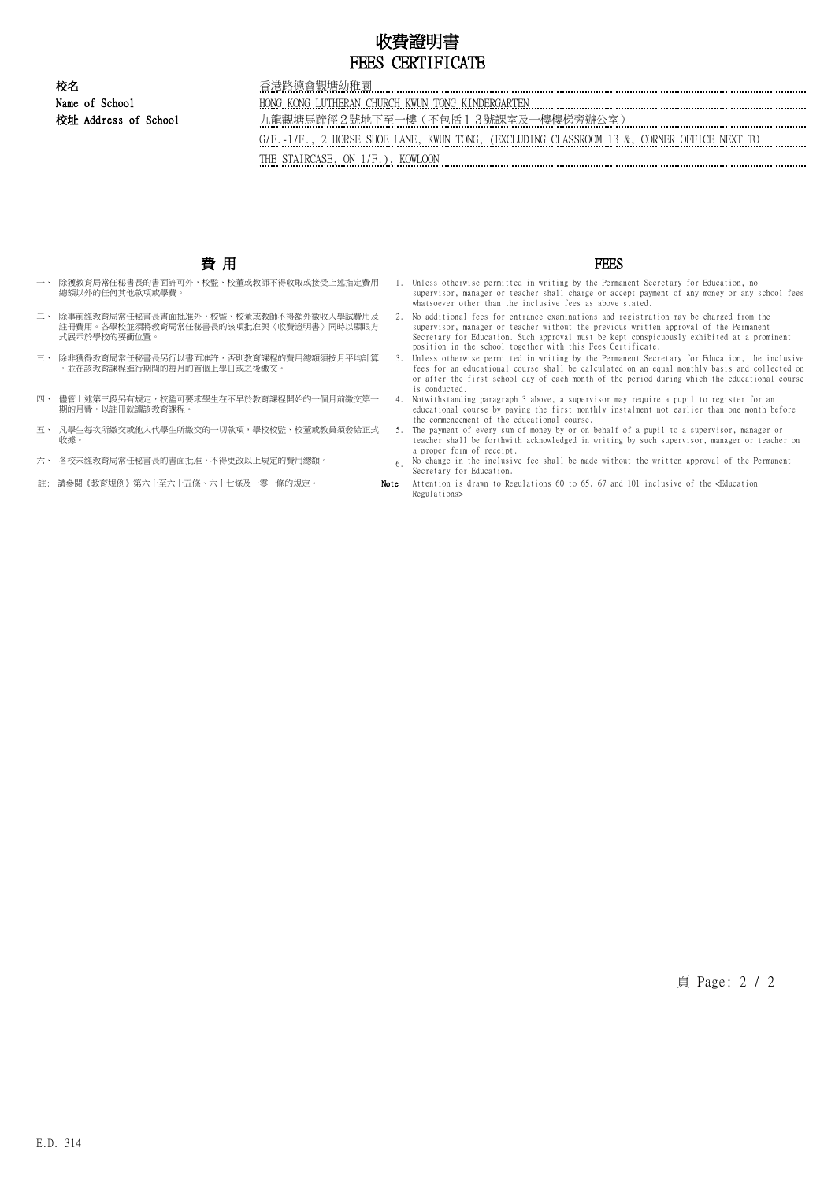# 收費證明書
# FEES CERTIFICATE

**校名** 香港路德會觀塘幼稚園

**Name of School** HONG KONG LUTHERAN CHURCH KWUN TONG KINDERGARTEN

**校址 Address of School** 九龍觀塘馬蹄徑２號地下至一樓（不包括１３號課室及一樓樓梯旁辦公室）

G/F.-1/F., 2 HORSE SHOE LANE, KWUN TONG, (EXCLUDING CLASSROOM 13 &, CORNER OFFICE NEXT TO THE STAIRCASE, ON 1/F.), KOWLOON

## 費 用

一、 除獲教育局常任秘書長的書面許可外，校監、校董或教師不得收取或接受上述指定費用總額以外的任何其他款項或學費。

二、 除事前經教育局常任秘書長書面批准外，校監、校董或教師不得額外徵收入學試費用及註冊費用。各學校並須將教育局常任秘書長的該項批准與〈收費證明書〉同時以顯眼方式展示於學校的要衝位置。

三、 除非獲得教育局常任秘書長另行以書面准許，否則教育課程的費用總額須按月平均計算，並在該教育課程進行期間的每月的首個上學日或之後繳交。

四、 儘管上述第三段另有規定，校監可要求學生在不早於教育課程開始的一個月前繳交第一期的月費，以註冊就讀該教育課程。

五、 凡學生每次所繳交或他人代學生所繳交的一切款項，學校校監、校董或教員須發給正式收據。

六、 各校未經教育局常任秘書長的書面批准，不得更改以上規定的費用總額。

註： 請參閱《教育規例》第六十至六十五條、六十七條及一零一條的規定。

## FEES

1. Unless otherwise permitted in writing by the Permanent Secretary for Education, no supervisor, manager or teacher shall charge or accept payment of any money or any school fees whatsoever other than the inclusive fees as above stated.
2. No additional fees for entrance examinations and registration may be charged from the supervisor, manager or teacher without the previous written approval of the Permanent Secretary for Education. Such approval must be kept conspicuously exhibited at a prominent position in the school together with this Fees Certificate.
3. Unless otherwise permitted in writing by the Permanent Secretary for Education, the inclusive fees for an educational course shall be calculated on an equal monthly basis and collected on or after the first school day of each month of the period during which the educational course is conducted.
4. Notwithstanding paragraph 3 above, a supervisor may require a pupil to register for an educational course by paying the first monthly instalment not earlier than one month before the commencement of the educational course.
5. The payment of every sum of money by or on behalf of a pupil to a supervisor, manager or teacher shall be forthwith acknowledged in writing by such supervisor, manager or teacher on a proper form of receipt.
6. No change in the inclusive fee shall be made without the written approval of the Permanent Secretary for Education.

**Note** Attention is drawn to Regulations 60 to 65, 67 and 101 inclusive of the <Education Regulations>

E.D. 314